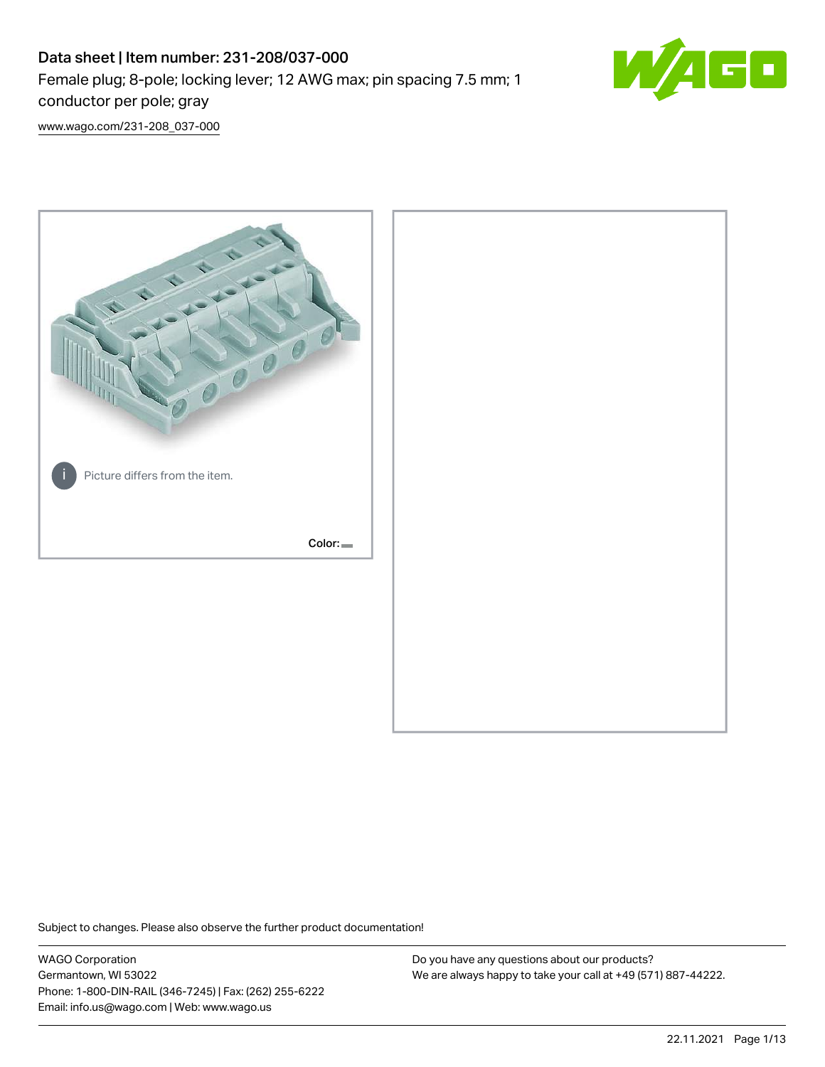# Data sheet | Item number: 231-208/037-000

Female plug; 8-pole; locking lever; 12 AWG max; pin spacing 7.5 mm; 1 conductor per pole; gray

www.wago.com/231-208_037-000

Picture differs from the item.

Color:

Subject to changes. Please also observe the further product documentation!

WAGO Corporation
Germantown, WI 53022
Phone: 1-800-DIN-RAIL (346-7245) | Fax: (262) 255-6222
Email: info.us@wago.com | Web: www.wago.us

Do you have any questions about our products?
We are always happy to take your call at +49 (571) 887-44222.

22.11.2021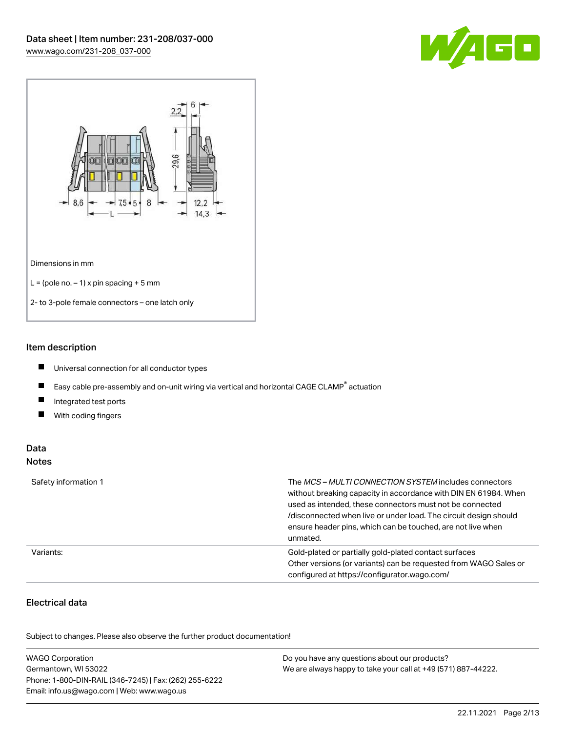Dimensions in mm

L = (pole no. – 1) x pin spacing + 5 mm

2- to 3-pole female connectors – one latch only

## Item description

- Universal connection for all conductor types
- Easy cable pre-assembly and on-unit wiring via vertical and horizontal CAGE CLAMP® actuation
- Integrated test ports
- With coding fingers

## Data

### Notes

| | |
|---|---|
| Safety information 1 | The *MCS – MULTI CONNECTION SYSTEM* includes connectors without breaking capacity in accordance with DIN EN 61984. When used as intended, these connectors must not be connected /disconnected when live or under load. The circuit design should ensure header pins, which can be touched, are not live when unmated. |
| Variants: | Gold-plated or partially gold-plated contact surfaces<br>Other versions (or variants) can be requested from WAGO Sales or configured at https://configurator.wago.com/ |

### Electrical data

Subject to changes. Please also observe the further product documentation!

WAGO Corporation
Germantown, WI 53022
Phone: 1-800-DIN-RAIL (346-7245) | Fax: (262) 255-6222
Email: info.us@wago.com | Web: www.wago.us

Do you have any questions about our products?
We are always happy to take your call at +49 (571) 887-44222.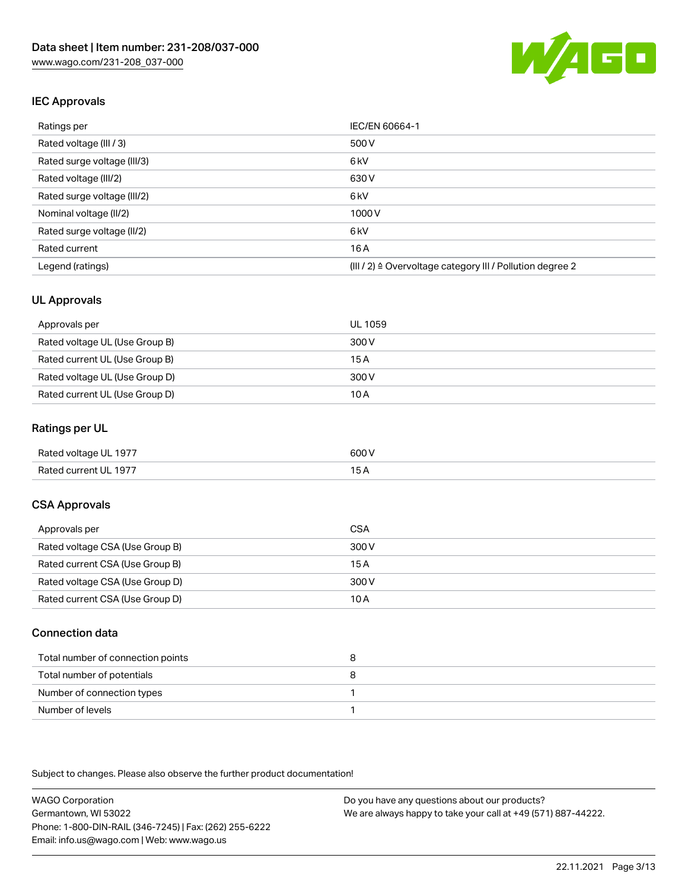## IEC Approvals

| Ratings per | IEC/EN 60664-1 |
|---|---|
| Rated voltage (III / 3) | 500 V |
| Rated surge voltage (III/3) | 6 kV |
| Rated voltage (III/2) | 630 V |
| Rated surge voltage (III/2) | 6 kV |
| Nominal voltage (II/2) | 1000 V |
| Rated surge voltage (II/2) | 6 kV |
| Rated current | 16 A |
| Legend (ratings) | (III / 2) ≙ Overvoltage category III / Pollution degree 2 |

## UL Approvals

| Approvals per | UL 1059 |
|---|---|
| Rated voltage UL (Use Group B) | 300 V |
| Rated current UL (Use Group B) | 15 A |
| Rated voltage UL (Use Group D) | 300 V |
| Rated current UL (Use Group D) | 10 A |

## Ratings per UL

| Rated voltage UL 1977 | 600 V |
|---|---|
| Rated current UL 1977 | 15 A |

## CSA Approvals

| Approvals per | CSA |
|---|---|
| Rated voltage CSA (Use Group B) | 300 V |
| Rated current CSA (Use Group B) | 15 A |
| Rated voltage CSA (Use Group D) | 300 V |
| Rated current CSA (Use Group D) | 10 A |

## Connection data

| Total number of connection points | 8 |
|---|---|
| Total number of potentials | 8 |
| Number of connection types | 1 |
| Number of levels | 1 |

Subject to changes. Please also observe the further product documentation!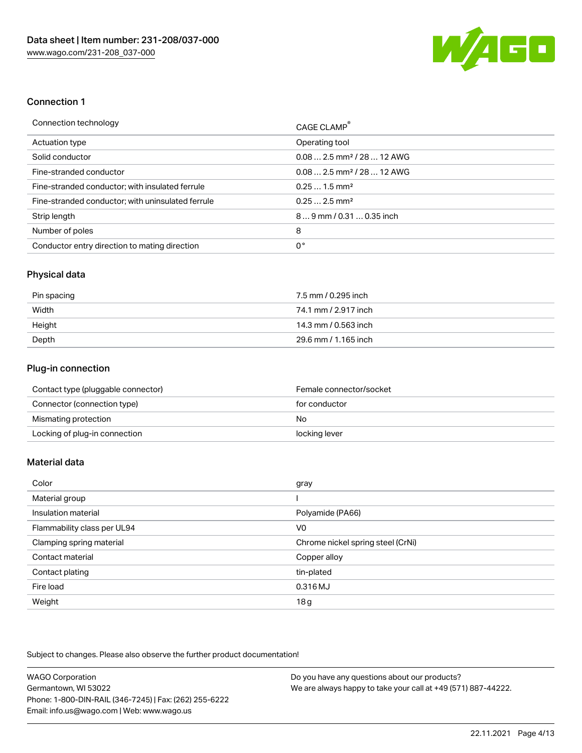## Connection 1

| Connection technology | CAGE CLAMP® |
| --- | --- |
| Actuation type | Operating tool |
| Solid conductor | 0.08 … 2.5 mm² / 28 … 12 AWG |
| Fine-stranded conductor | 0.08 … 2.5 mm² / 28 … 12 AWG |
| Fine-stranded conductor; with insulated ferrule | 0.25 … 1.5 mm² |
| Fine-stranded conductor; with uninsulated ferrule | 0.25 … 2.5 mm² |
| Strip length | 8 … 9 mm / 0.31 … 0.35 inch |
| Number of poles | 8 |
| Conductor entry direction to mating direction | 0° |

## Physical data

| | |
| --- | --- |
| Pin spacing | 7.5 mm / 0.295 inch |
| Width | 74.1 mm / 2.917 inch |
| Height | 14.3 mm / 0.563 inch |
| Depth | 29.6 mm / 1.165 inch |

## Plug-in connection

| | |
| --- | --- |
| Contact type (pluggable connector) | Female connector/socket |
| Connector (connection type) | for conductor |
| Mismating protection | No |
| Locking of plug-in connection | locking lever |

## Material data

| | |
| --- | --- |
| Color | gray |
| Material group | I |
| Insulation material | Polyamide (PA66) |
| Flammability class per UL94 | V0 |
| Clamping spring material | Chrome nickel spring steel (CrNi) |
| Contact material | Copper alloy |
| Contact plating | tin-plated |
| Fire load | 0.316 MJ |
| Weight | 18 g |

Subject to changes. Please also observe the further product documentation!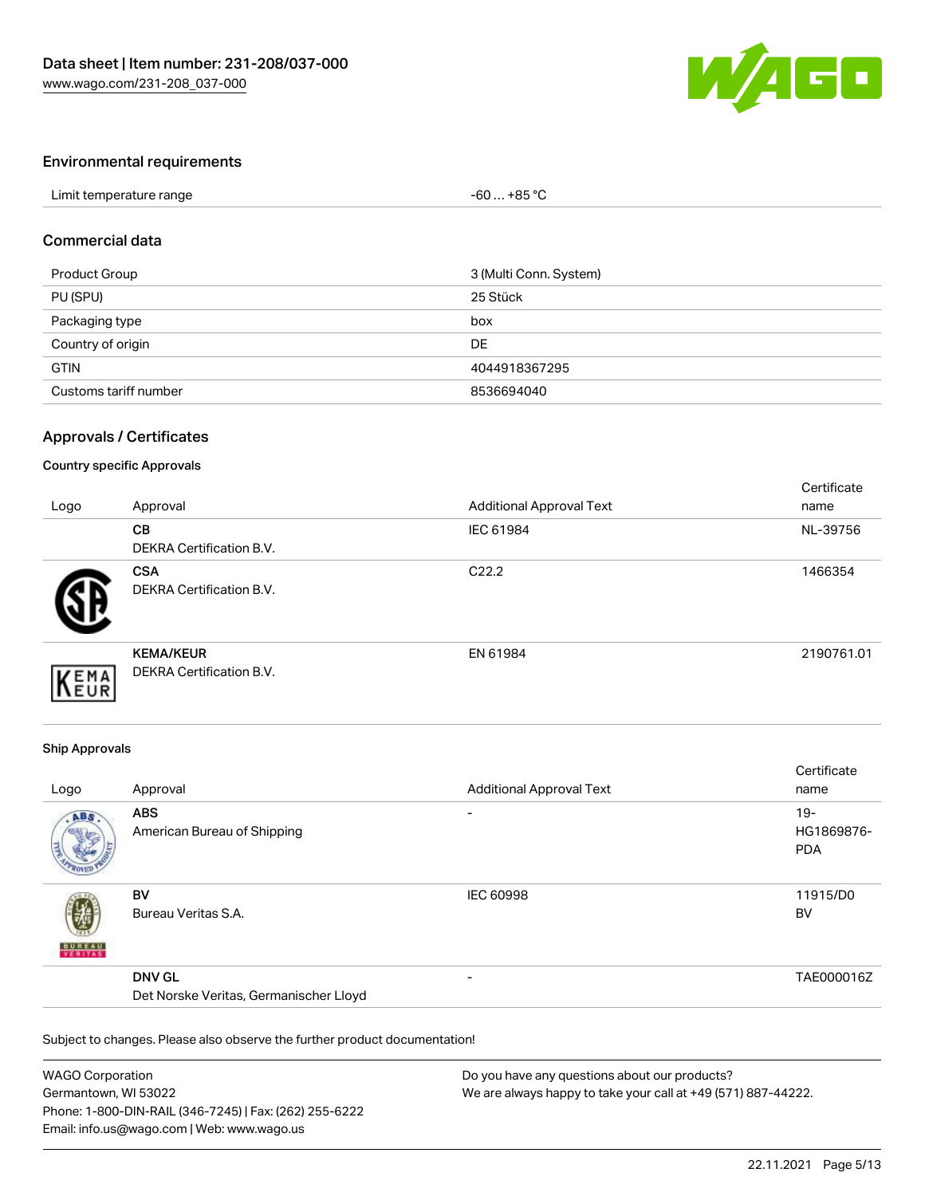## Environmental requirements

| Limit temperature range | -60 … +85 °C |
|---|---|

## Commercial data

| Product Group | 3 (Multi Conn. System) |
|---|---|
| PU (SPU) | 25 Stück |
| Packaging type | box |
| Country of origin | DE |
| GTIN | 4044918367295 |
| Customs tariff number | 8536694040 |

## Approvals / Certificates

### Country specific Approvals

| Logo | Approval | Additional Approval Text | Certificate name |
|---|---|---|---|
| | **CB** DEKRA Certification B.V. | IEC 61984 | NL-39756 |
| | **CSA** DEKRA Certification B.V. | C22.2 | 1466354 |
| | **KEMA/KEUR** DEKRA Certification B.V. | EN 61984 | 2190761.01 |

### Ship Approvals

| Logo | Approval | Additional Approval Text | Certificate name |
|---|---|---|---|
| | **ABS** American Bureau of Shipping | - | 19-HG1869876-PDA |
| | **BV** Bureau Veritas S.A. | IEC 60998 | 11915/D0 BV |
| | **DNV GL** Det Norske Veritas, Germanischer Lloyd | - | TAE000016Z |

Subject to changes. Please also observe the further product documentation!

WAGO Corporation
Germantown, WI 53022
Phone: 1-800-DIN-RAIL (346-7245) | Fax: (262) 255-6222
Email: info.us@wago.com | Web: www.wago.us

Do you have any questions about our products?
We are always happy to take your call at +49 (571) 887-44222.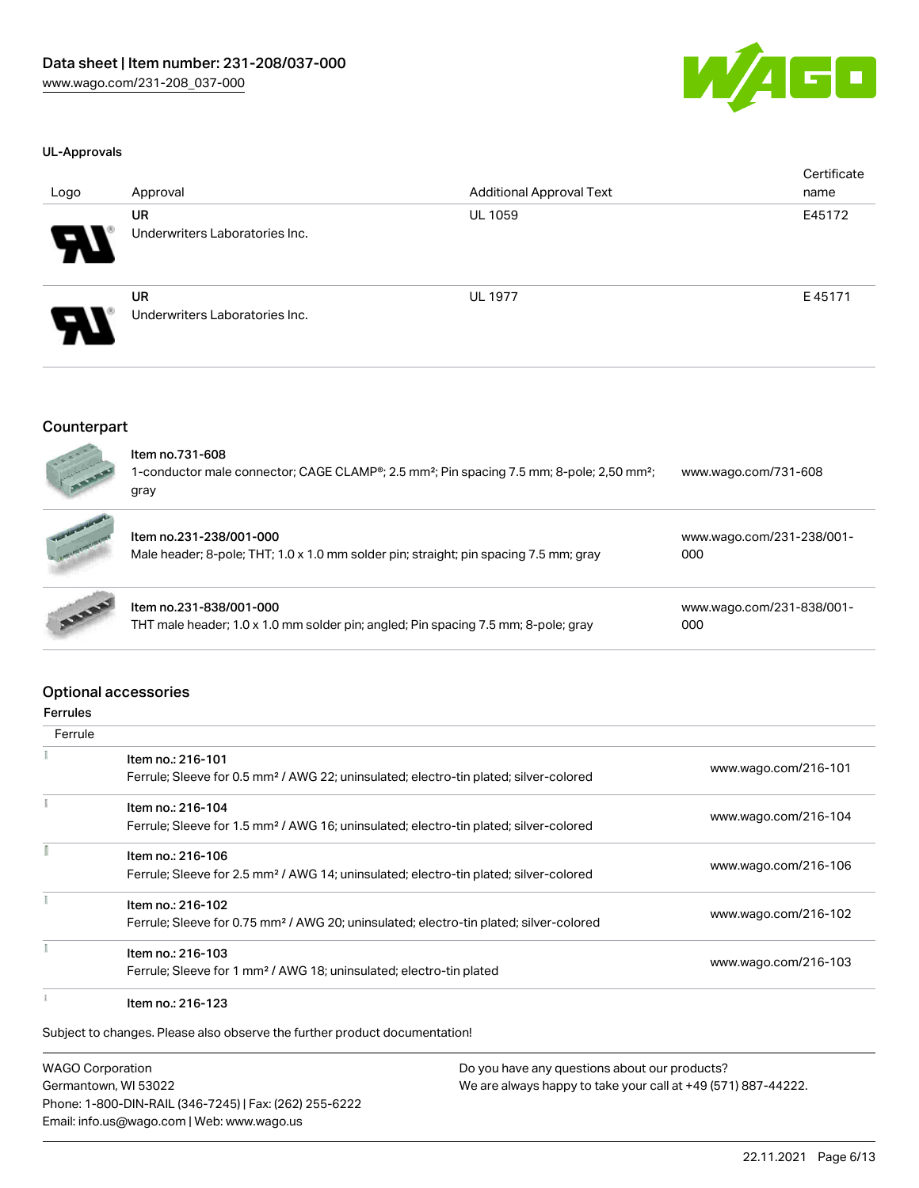## UL-Approvals

| Logo | Approval | Additional Approval Text | Certificate name |
|---|---|---|---|
| | **UR** Underwriters Laboratories Inc. | UL 1059 | E45172 |
| | **UR** Underwriters Laboratories Inc. | UL 1977 | E 45171 |

## Counterpart

| | | |
|---|---|---|
| | Item no.731-608 1-conductor male connector; CAGE CLAMP®; 2.5 mm²; Pin spacing 7.5 mm; 8-pole; 2,50 mm²; gray | www.wago.com/731-608 |
| | Item no.231-238/001-000 Male header; 8-pole; THT; 1.0 x 1.0 mm solder pin; straight; pin spacing 7.5 mm; gray | www.wago.com/231-238/001-000 |
| | Item no.231-838/001-000 THT male header; 1.0 x 1.0 mm solder pin; angled; Pin spacing 7.5 mm; 8-pole; gray | www.wago.com/231-838/001-000 |

## Optional accessories

### Ferrules

| Ferrule | | |
|---|---|---|
| | Item no.: 216-101 Ferrule; Sleeve for 0.5 mm² / AWG 22; uninsulated; electro-tin plated; silver-colored | www.wago.com/216-101 |
| | Item no.: 216-104 Ferrule; Sleeve for 1.5 mm² / AWG 16; uninsulated; electro-tin plated; silver-colored | www.wago.com/216-104 |
| | Item no.: 216-106 Ferrule; Sleeve for 2.5 mm² / AWG 14; uninsulated; electro-tin plated; silver-colored | www.wago.com/216-106 |
| | Item no.: 216-102 Ferrule; Sleeve for 0.75 mm² / AWG 20; uninsulated; electro-tin plated; silver-colored | www.wago.com/216-102 |
| | Item no.: 216-103 Ferrule; Sleeve for 1 mm² / AWG 18; uninsulated; electro-tin plated | www.wago.com/216-103 |
| | Item no.: 216-123 | |

Subject to changes. Please also observe the further product documentation!

WAGO Corporation
Germantown, WI 53022
Phone: 1-800-DIN-RAIL (346-7245) | Fax: (262) 255-6222
Email: info.us@wago.com | Web: www.wago.us

Do you have any questions about our products?
We are always happy to take your call at +49 (571) 887-44222.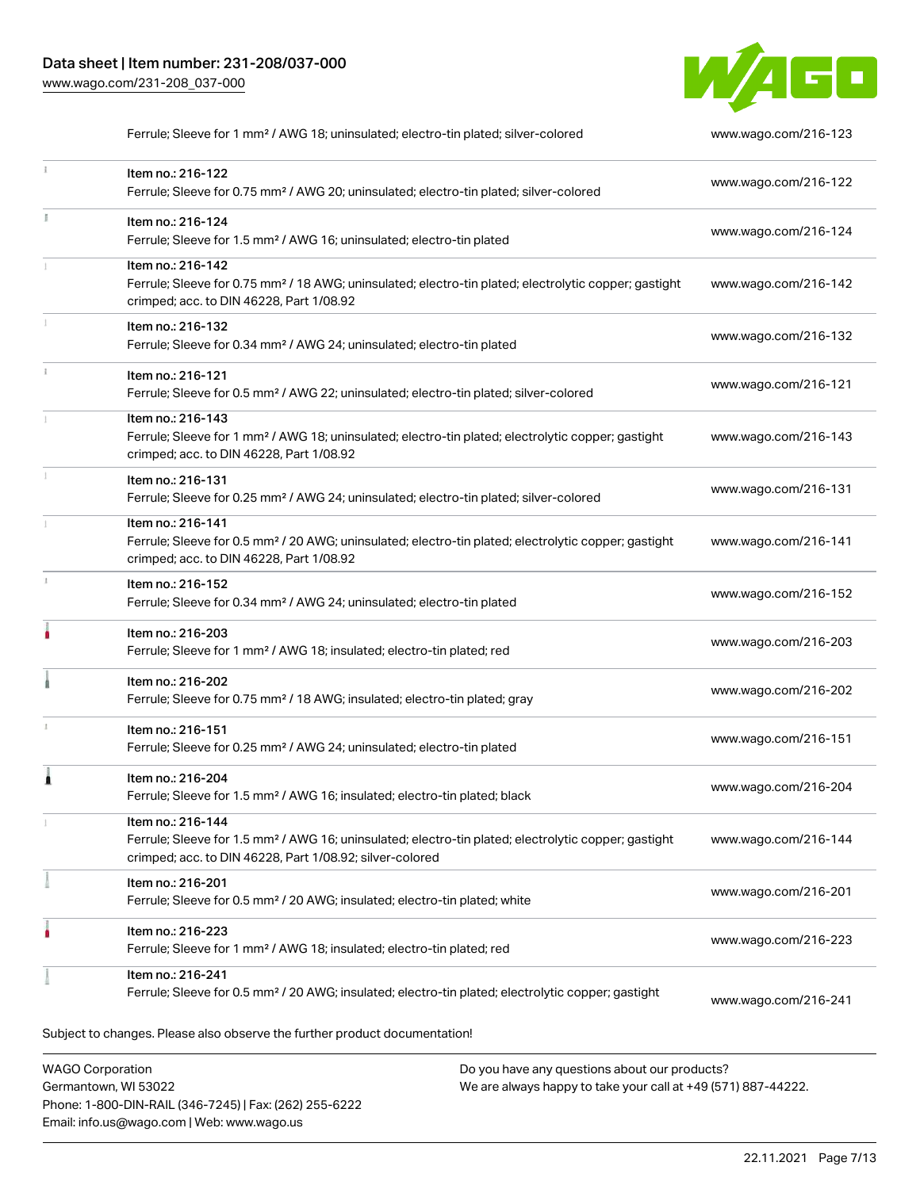| | | |
|---|---|---|
| | Ferrule; Sleeve for 1 mm² / AWG 18; uninsulated; electro-tin plated; silver-colored | www.wago.com/216-123 |
| | Item no.: 216-122<br>Ferrule; Sleeve for 0.75 mm² / AWG 20; uninsulated; electro-tin plated; silver-colored | www.wago.com/216-122 |
| | Item no.: 216-124<br>Ferrule; Sleeve for 1.5 mm² / AWG 16; uninsulated; electro-tin plated | www.wago.com/216-124 |
| | Item no.: 216-142<br>Ferrule; Sleeve for 0.75 mm² / 18 AWG; uninsulated; electro-tin plated; electrolytic copper; gastight crimped; acc. to DIN 46228, Part 1/08.92 | www.wago.com/216-142 |
| | Item no.: 216-132<br>Ferrule; Sleeve for 0.34 mm² / AWG 24; uninsulated; electro-tin plated | www.wago.com/216-132 |
| | Item no.: 216-121<br>Ferrule; Sleeve for 0.5 mm² / AWG 22; uninsulated; electro-tin plated; silver-colored | www.wago.com/216-121 |
| | Item no.: 216-143<br>Ferrule; Sleeve for 1 mm² / AWG 18; uninsulated; electro-tin plated; electrolytic copper; gastight crimped; acc. to DIN 46228, Part 1/08.92 | www.wago.com/216-143 |
| | Item no.: 216-131<br>Ferrule; Sleeve for 0.25 mm² / AWG 24; uninsulated; electro-tin plated; silver-colored | www.wago.com/216-131 |
| | Item no.: 216-141<br>Ferrule; Sleeve for 0.5 mm² / 20 AWG; uninsulated; electro-tin plated; electrolytic copper; gastight crimped; acc. to DIN 46228, Part 1/08.92 | www.wago.com/216-141 |
| | Item no.: 216-152<br>Ferrule; Sleeve for 0.34 mm² / AWG 24; uninsulated; electro-tin plated | www.wago.com/216-152 |
| | Item no.: 216-203<br>Ferrule; Sleeve for 1 mm² / AWG 18; insulated; electro-tin plated; red | www.wago.com/216-203 |
| | Item no.: 216-202<br>Ferrule; Sleeve for 0.75 mm² / 18 AWG; insulated; electro-tin plated; gray | www.wago.com/216-202 |
| | Item no.: 216-151<br>Ferrule; Sleeve for 0.25 mm² / AWG 24; uninsulated; electro-tin plated | www.wago.com/216-151 |
| | Item no.: 216-204<br>Ferrule; Sleeve for 1.5 mm² / AWG 16; insulated; electro-tin plated; black | www.wago.com/216-204 |
| | Item no.: 216-144<br>Ferrule; Sleeve for 1.5 mm² / AWG 16; uninsulated; electro-tin plated; electrolytic copper; gastight crimped; acc. to DIN 46228, Part 1/08.92; silver-colored | www.wago.com/216-144 |
| | Item no.: 216-201<br>Ferrule; Sleeve for 0.5 mm² / 20 AWG; insulated; electro-tin plated; white | www.wago.com/216-201 |
| | Item no.: 216-223<br>Ferrule; Sleeve for 1 mm² / AWG 18; insulated; electro-tin plated; red | www.wago.com/216-223 |
| | Item no.: 216-241<br>Ferrule; Sleeve for 0.5 mm² / 20 AWG; insulated; electro-tin plated; electrolytic copper; gastight | www.wago.com/216-241 |

Subject to changes. Please also observe the further product documentation!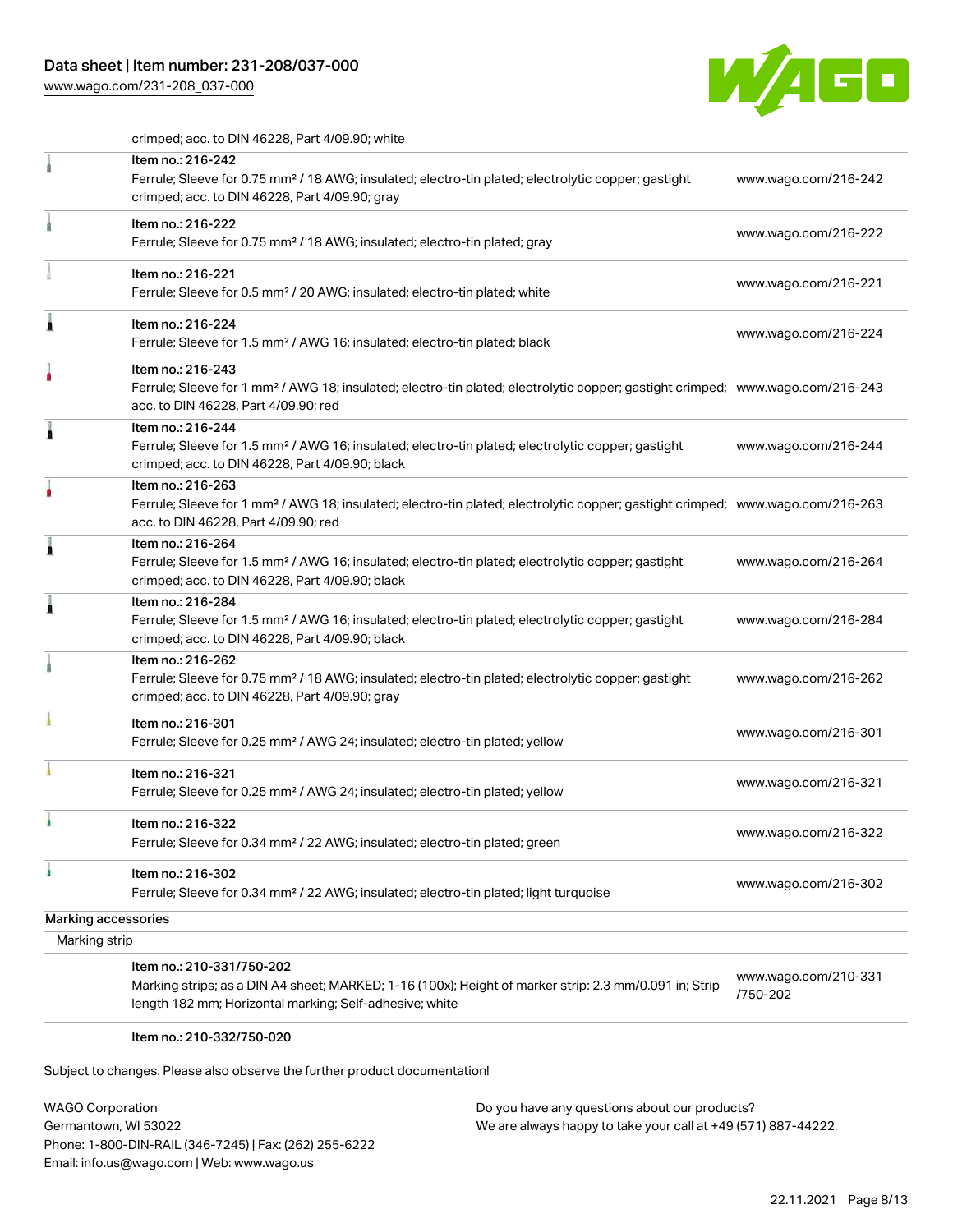crimped; acc. to DIN 46228, Part 4/09.90; white

| Item | URL |
| --- | --- |
| Item no.: 216-242<br>Ferrule; Sleeve for 0.75 mm² / 18 AWG; insulated; electro-tin plated; electrolytic copper; gastight crimped; acc. to DIN 46228, Part 4/09.90; gray | www.wago.com/216-242 |
| Item no.: 216-222<br>Ferrule; Sleeve for 0.75 mm² / 18 AWG; insulated; electro-tin plated; gray | www.wago.com/216-222 |
| Item no.: 216-221<br>Ferrule; Sleeve for 0.5 mm² / 20 AWG; insulated; electro-tin plated; white | www.wago.com/216-221 |
| Item no.: 216-224<br>Ferrule; Sleeve for 1.5 mm² / AWG 16; insulated; electro-tin plated; black | www.wago.com/216-224 |
| Item no.: 216-243<br>Ferrule; Sleeve for 1 mm² / AWG 18; insulated; electro-tin plated; electrolytic copper; gastight crimped; acc. to DIN 46228, Part 4/09.90; red | www.wago.com/216-243 |
| Item no.: 216-244<br>Ferrule; Sleeve for 1.5 mm² / AWG 16; insulated; electro-tin plated; electrolytic copper; gastight crimped; acc. to DIN 46228, Part 4/09.90; black | www.wago.com/216-244 |
| Item no.: 216-263<br>Ferrule; Sleeve for 1 mm² / AWG 18; insulated; electro-tin plated; electrolytic copper; gastight crimped; acc. to DIN 46228, Part 4/09.90; red | www.wago.com/216-263 |
| Item no.: 216-264<br>Ferrule; Sleeve for 1.5 mm² / AWG 16; insulated; electro-tin plated; electrolytic copper; gastight crimped; acc. to DIN 46228, Part 4/09.90; black | www.wago.com/216-264 |
| Item no.: 216-284<br>Ferrule; Sleeve for 1.5 mm² / AWG 16; insulated; electro-tin plated; electrolytic copper; gastight crimped; acc. to DIN 46228, Part 4/09.90; black | www.wago.com/216-284 |
| Item no.: 216-262<br>Ferrule; Sleeve for 0.75 mm² / 18 AWG; insulated; electro-tin plated; electrolytic copper; gastight crimped; acc. to DIN 46228, Part 4/09.90; gray | www.wago.com/216-262 |
| Item no.: 216-301<br>Ferrule; Sleeve for 0.25 mm² / AWG 24; insulated; electro-tin plated; yellow | www.wago.com/216-301 |
| Item no.: 216-321<br>Ferrule; Sleeve for 0.25 mm² / AWG 24; insulated; electro-tin plated; yellow | www.wago.com/216-321 |
| Item no.: 216-322<br>Ferrule; Sleeve for 0.34 mm² / 22 AWG; insulated; electro-tin plated; green | www.wago.com/216-322 |
| Item no.: 216-302<br>Ferrule; Sleeve for 0.34 mm² / 22 AWG; insulated; electro-tin plated; light turquoise | www.wago.com/216-302 |

**Marking accessories**

Marking strip

| Item | URL |
| --- | --- |
| Item no.: 210-331/750-202<br>Marking strips; as a DIN A4 sheet; MARKED; 1-16 (100x); Height of marker strip: 2.3 mm/0.091 in; Strip length 182 mm; Horizontal marking; Self-adhesive; white | www.wago.com/210-331/750-202 |
| Item no.: 210-332/750-020 | |

Subject to changes. Please also observe the further product documentation!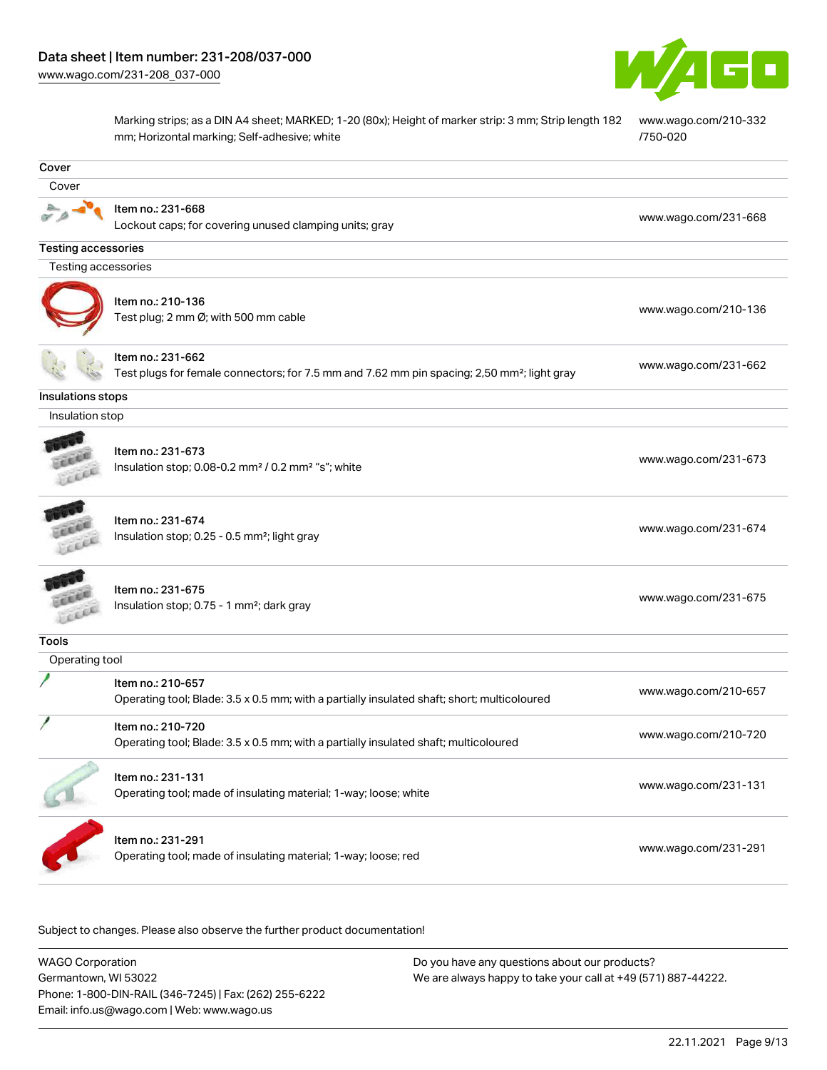| | | |
|---|---|---|
| | Marking strips; as a DIN A4 sheet; MARKED; 1-20 (80x); Height of marker strip: 3 mm; Strip length 182 mm; Horizontal marking; Self-adhesive; white | www.wago.com/210-332/750-020 |

**Cover**

Cover

| | | |
|---|---|---|
| | Item no.: 231-668<br>Lockout caps; for covering unused clamping units; gray | www.wago.com/231-668 |

**Testing accessories**

Testing accessories

| | | |
|---|---|---|
| | Item no.: 210-136<br>Test plug; 2 mm Ø; with 500 mm cable | www.wago.com/210-136 |
| | Item no.: 231-662<br>Test plugs for female connectors; for 7.5 mm and 7.62 mm pin spacing; 2,50 mm²; light gray | www.wago.com/231-662 |

**Insulations stops**

Insulation stop

| | | |
|---|---|---|
| | Item no.: 231-673<br>Insulation stop; 0.08-0.2 mm² / 0.2 mm² "s"; white | www.wago.com/231-673 |
| | Item no.: 231-674<br>Insulation stop; 0.25 - 0.5 mm²; light gray | www.wago.com/231-674 |
| | Item no.: 231-675<br>Insulation stop; 0.75 - 1 mm²; dark gray | www.wago.com/231-675 |

**Tools**

Operating tool

| | | |
|---|---|---|
| | Item no.: 210-657<br>Operating tool; Blade: 3.5 x 0.5 mm; with a partially insulated shaft; short; multicoloured | www.wago.com/210-657 |
| | Item no.: 210-720<br>Operating tool; Blade: 3.5 x 0.5 mm; with a partially insulated shaft; multicoloured | www.wago.com/210-720 |
| | Item no.: 231-131<br>Operating tool; made of insulating material; 1-way; loose; white | www.wago.com/231-131 |
| | Item no.: 231-291<br>Operating tool; made of insulating material; 1-way; loose; red | www.wago.com/231-291 |

Subject to changes. Please also observe the further product documentation!

WAGO Corporation
Germantown, WI 53022
Phone: 1-800-DIN-RAIL (346-7245) | Fax: (262) 255-6222
Email: info.us@wago.com | Web: www.wago.us

Do you have any questions about our products?
We are always happy to take your call at +49 (571) 887-44222.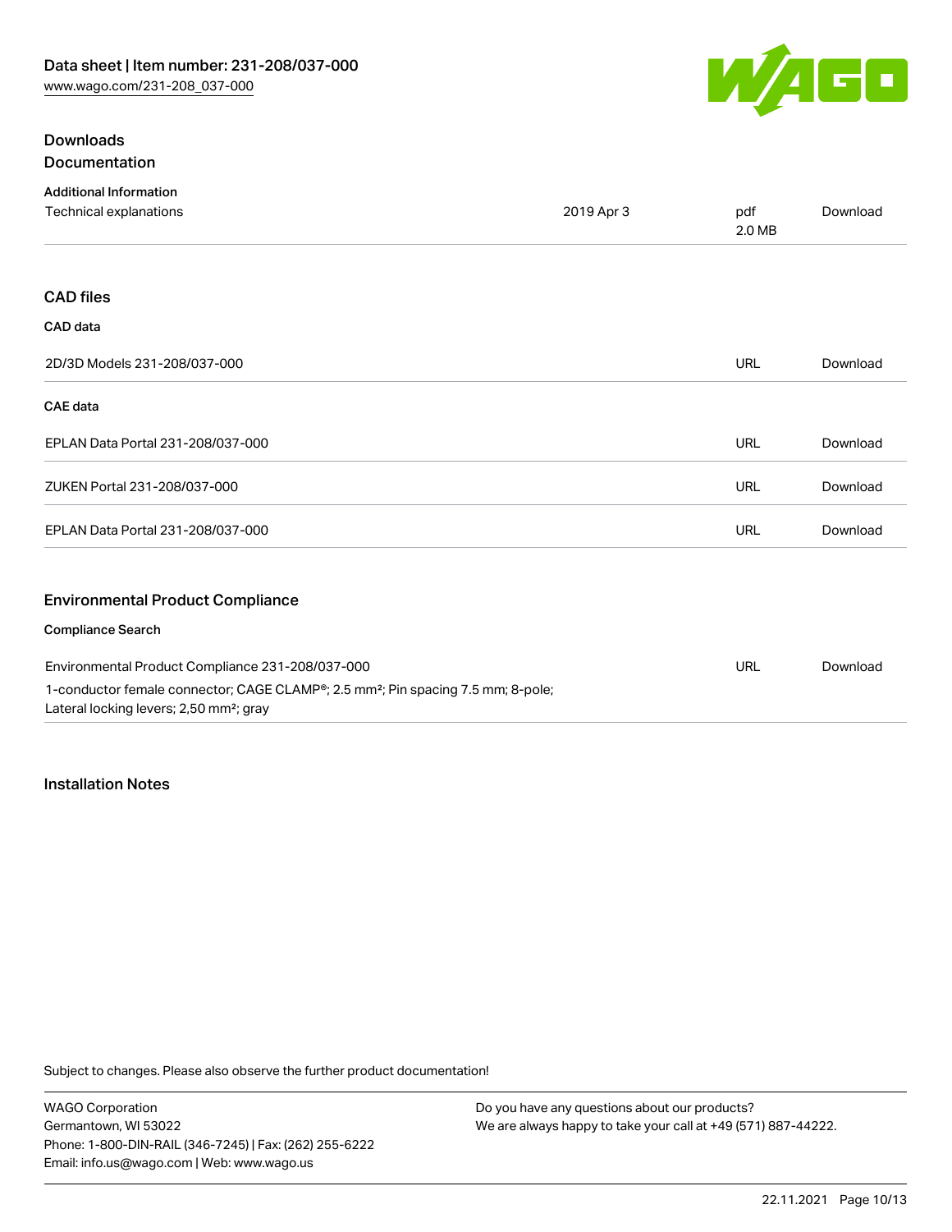## Downloads

### Documentation

**Additional Information**

| | | | |
|---|---|---|---|
| Technical explanations | 2019 Apr 3 | pdf 2.0 MB | Download |

## CAD files

**CAD data**

| | | |
|---|---|---|
| 2D/3D Models 231-208/037-000 | URL | Download |

**CAE data**

| | | |
|---|---|---|
| EPLAN Data Portal 231-208/037-000 | URL | Download |
| ZUKEN Portal 231-208/037-000 | URL | Download |
| EPLAN Data Portal 231-208/037-000 | URL | Download |

## Environmental Product Compliance

**Compliance Search**

| | | |
|---|---|---|
| Environmental Product Compliance 231-208/037-000<br>1-conductor female connector; CAGE CLAMP®; 2.5 mm²; Pin spacing 7.5 mm; 8-pole; Lateral locking levers; 2,50 mm²; gray | URL | Download |

## Installation Notes

Subject to changes. Please also observe the further product documentation!

WAGO Corporation
Germantown, WI 53022
Phone: 1-800-DIN-RAIL (346-7245) | Fax: (262) 255-6222
Email: info.us@wago.com | Web: www.wago.us

Do you have any questions about our products?
We are always happy to take your call at +49 (571) 887-44222.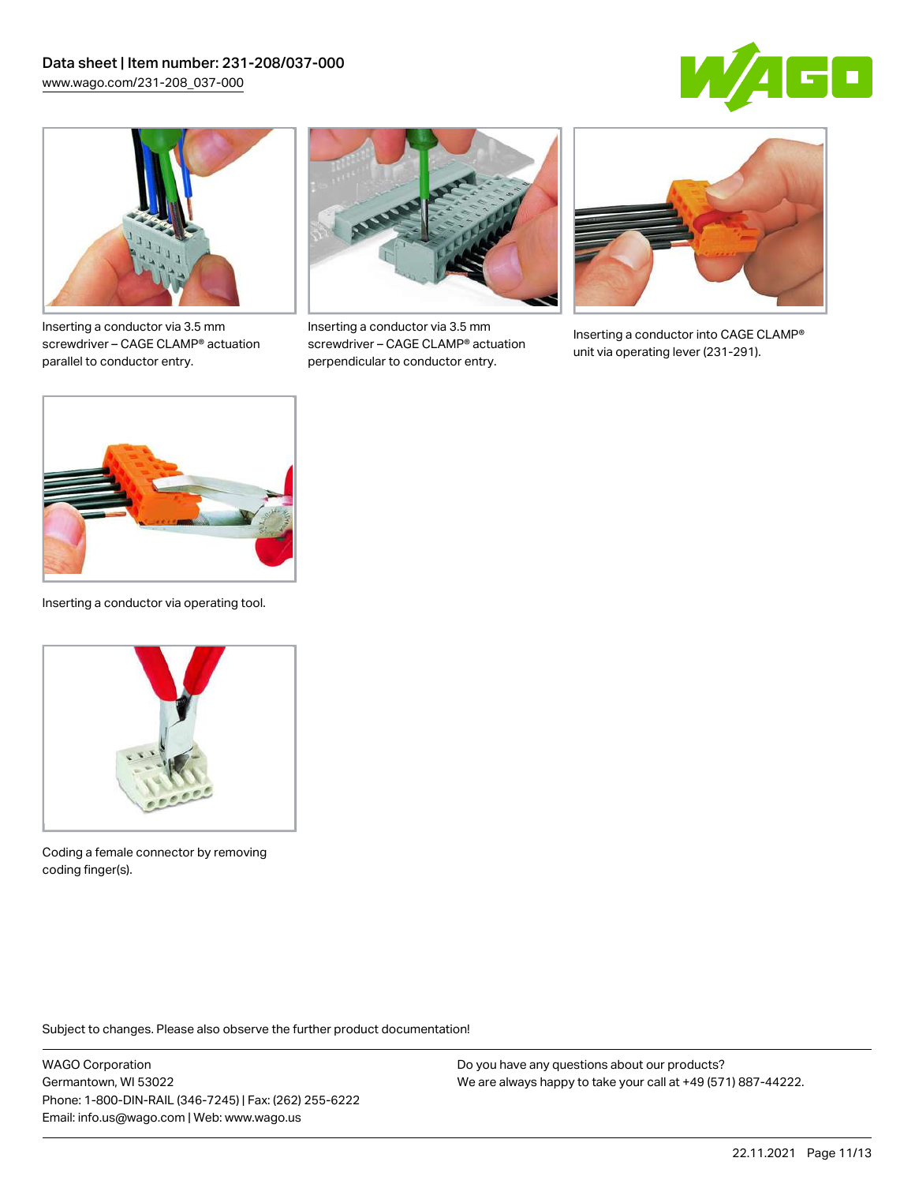Inserting a conductor via 3.5 mm screwdriver – CAGE CLAMP® actuation parallel to conductor entry.

Inserting a conductor via 3.5 mm screwdriver – CAGE CLAMP® actuation perpendicular to conductor entry.

Inserting a conductor into CAGE CLAMP® unit via operating lever (231-291).

Inserting a conductor via operating tool.

Coding a female connector by removing coding finger(s).

Subject to changes. Please also observe the further product documentation!

WAGO Corporation
Germantown, WI 53022
Phone: 1-800-DIN-RAIL (346-7245) | Fax: (262) 255-6222
Email: info.us@wago.com | Web: www.wago.us

Do you have any questions about our products?
We are always happy to take your call at +49 (571) 887-44222.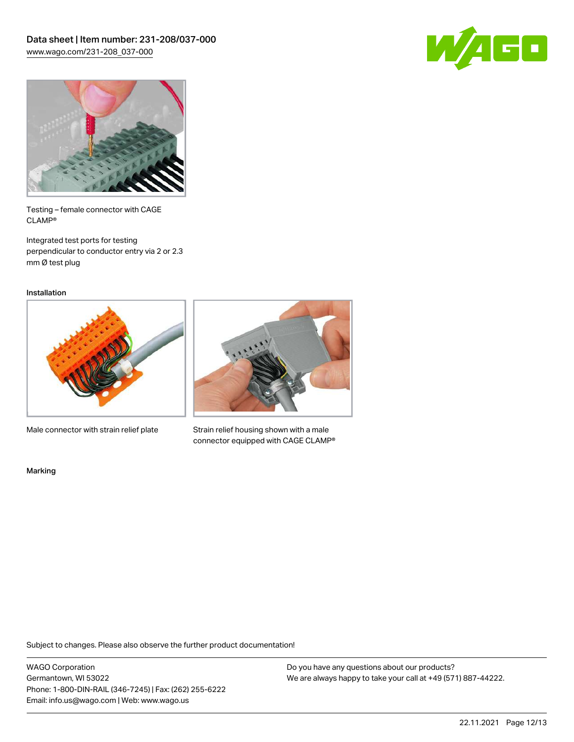Testing – female connector with CAGE CLAMP®

Integrated test ports for testing perpendicular to conductor entry via 2 or 2.3 mm Ø test plug

### Installation

Male connector with strain relief plate

Strain relief housing shown with a male connector equipped with CAGE CLAMP®

### Marking

Subject to changes. Please also observe the further product documentation!

WAGO Corporation
Germantown, WI 53022
Phone: 1-800-DIN-RAIL (346-7245) | Fax: (262) 255-6222
Email: info.us@wago.com | Web: www.wago.us

Do you have any questions about our products?
We are always happy to take your call at +49 (571) 887-44222.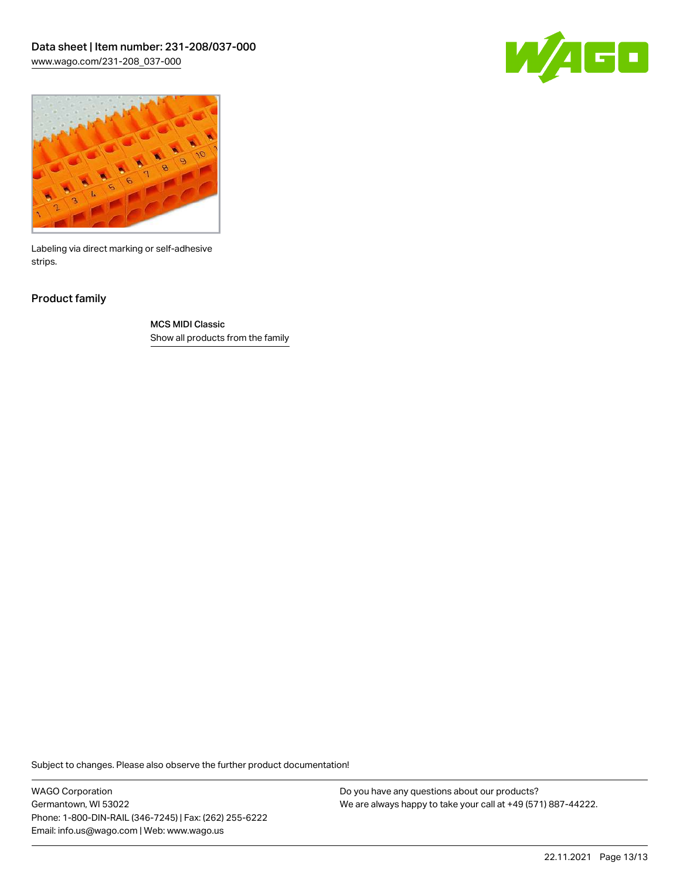Labeling via direct marking or self-adhesive strips.

## Product family

**MCS MIDI Classic**
Show all products from the family

Subject to changes. Please also observe the further product documentation!

WAGO Corporation
Germantown, WI 53022
Phone: 1-800-DIN-RAIL (346-7245) | Fax: (262) 255-6222
Email: info.us@wago.com | Web: www.wago.us

Do you have any questions about our products?
We are always happy to take your call at +49 (571) 887-44222.